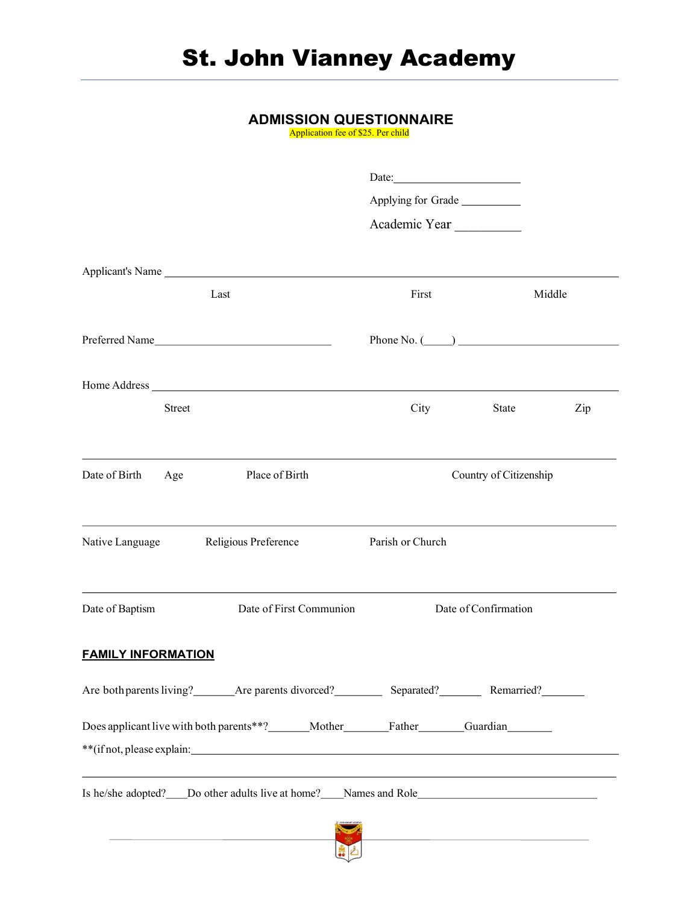# St. John Vianney Academy

## ADMISSION QUESTIONNAIRE

Application fee of $25. Per child

Date:______________________

Applying for Grade __________

Academic Year __________

Applicant's Name ________________________________________________________________

Last First Middle

Preferred Name_______________________________ Phone No. (_____) ____________________________

Home Address ________________________________________________________________

Street City State Zip

________________________________________________________________

Date of Birth Age Place of Birth Country of Citizenship

________________________________________________________________

Native Language Religious Preference Parish or Church

________________________________________________________________

Date of Baptism Date of First Communion Date of Confirmation

**FAMILY INFORMATION**

Are both parents living?_______Are parents divorced?________ Separated?_______ Remarried?_______

Does applicant live with both parents**?_______Mother_______Father_______Guardian_______

**(if not, please explain:________________________________________________________________

________________________________________________________________

Is he/she adopted?____Do other adults live at home?____Names and Role_______________________________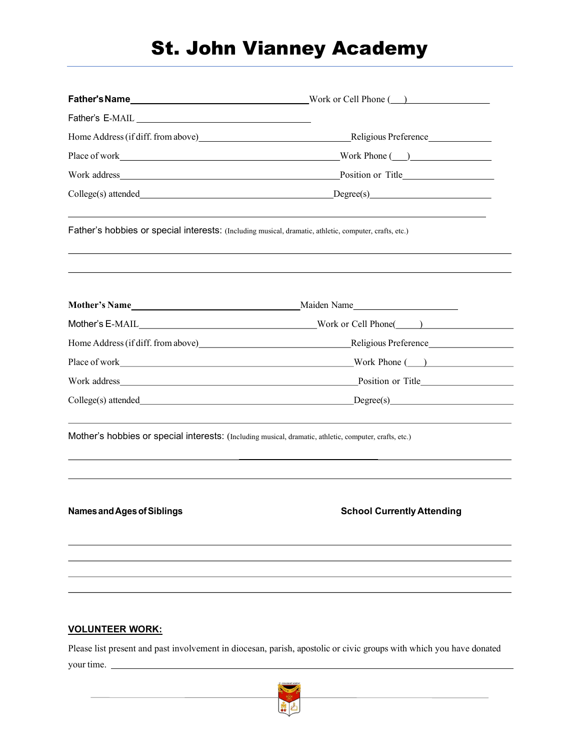# St. John Vianney Academy

**Father's Name**_________________________________ Work or Cell Phone (___)_______________

Father's E-MAIL _________________________________

Home Address (if diff. from above)___________________________ Religious Preference____________

Place of work__________________________________________ Work Phone (___)_______________

Work address__________________________________________ Position or Title_________________

College(s) attended______________________________________ Degree(s)______________________

_______________________________________________________________________________

Father's hobbies or special interests: (Including musical, dramatic, athletic, computer, crafts, etc.)

_______________________________________________________________________________

_______________________________________________________________________________

**Mother's Name**_______________________________ Maiden Name____________________

Mother's E-MAIL_________________________________ Work or Cell Phone(_____)_________________

Home Address (if diff. from above)___________________________ Religious Preference________________

Place of work__________________________________________ Work Phone (___)__________________

Work address__________________________________________ Position or Title__________________

College(s) attended______________________________________ Degree(s)_______________________

_______________________________________________________________________________

Mother's hobbies or special interests: (Including musical, dramatic, athletic, computer, crafts, etc.)

_______________________________________________________________________________

_______________________________________________________________________________

**Names and Ages of Siblings** **School Currently Attending**

_______________________________________________________________________________

_______________________________________________________________________________

_______________________________________________________________________________

_______________________________________________________________________________

**VOLUNTEER WORK:**

Please list present and past involvement in diocesan, parish, apostolic or civic groups with which you have donated your time. _______________________________________________________________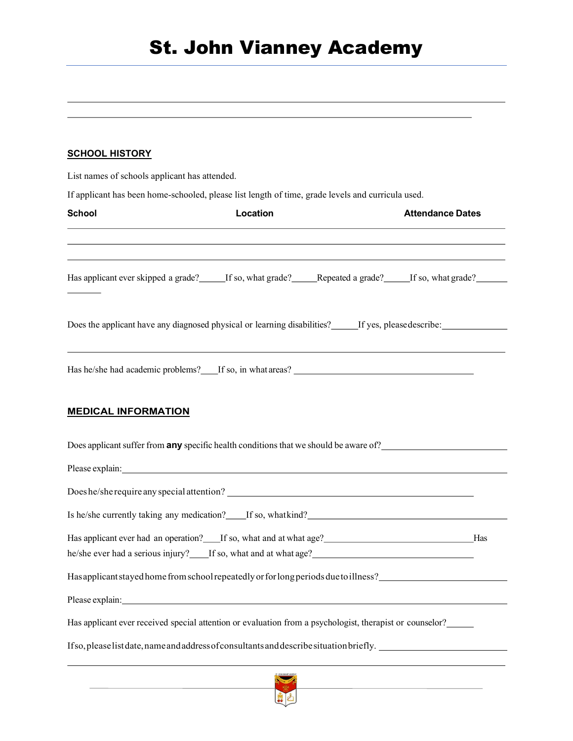# St. John Vianney Academy

## SCHOOL HISTORY

List names of schools applicant has attended.

If applicant has been home-schooled, please list length of time, grade levels and curricula used.

| School | Location | Attendance Dates |
|---|---|---|
| | | |
| | | |
| | | |

Has applicant ever skipped a grade?______If so, what grade?______Repeated a grade?______If so, what grade?________

Does the applicant have any diagnosed physical or learning disabilities?______If yes, please describe:______________

Has he/she had academic problems?____If so, in what areas? ________________________________________

## MEDICAL INFORMATION

Does applicant suffer from **any** specific health conditions that we should be aware of?__________________________

Please explain:____________________________________________________________________________

Does he/she require any special attention? ______________________________________________________

Is he/she currently taking any medication?____If so, what kind?___________________________________________

Has applicant ever had an operation?____If so, what and at what age?________________________________ Has he/she ever had a serious injury?____If so, what and at what age?____________________________________

Has applicant stayed home from school repeatedly or for long periods due to illness?__________________________

Please explain:____________________________________________________________________________

Has applicant ever received special attention or evaluation from a psychologist, therapist or counselor?______

If so, please list date, name and address of consultants and describe situation briefly. __________________________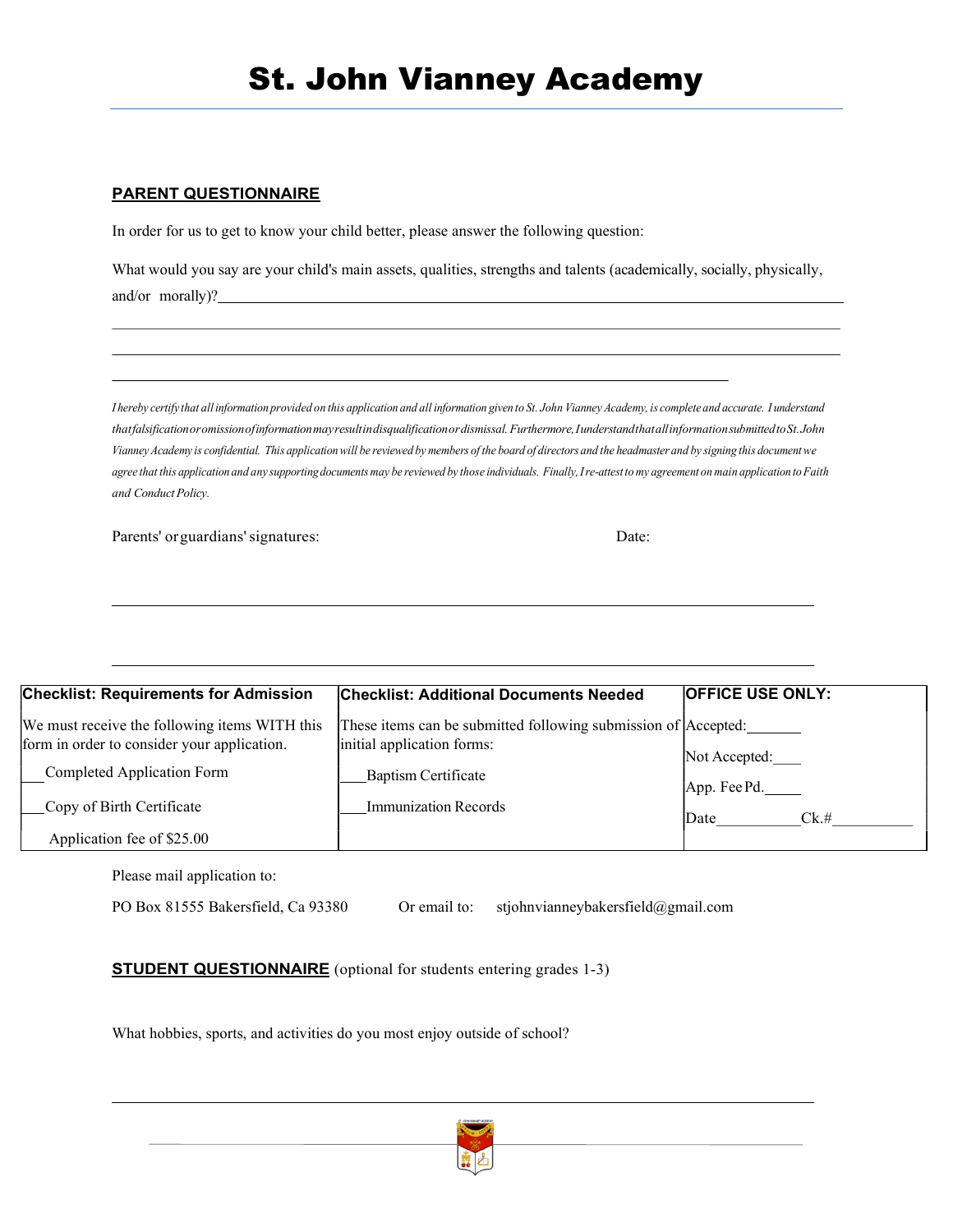# St. John Vianney Academy

**PARENT QUESTIONNAIRE**

In order for us to get to know your child better, please answer the following question:

What would you say are your child's main assets, qualities, strengths and talents (academically, socially, physically, and/or morally)?\_\_\_\_\_\_\_\_\_\_\_\_\_\_\_\_\_\_\_\_\_\_\_\_\_\_\_\_\_\_\_\_\_\_\_\_\_\_\_\_\_\_\_\_\_\_\_\_\_\_\_\_\_\_\_\_\_\_\_\_

\_\_\_\_\_\_\_\_\_\_\_\_\_\_\_\_\_\_\_\_\_\_\_\_\_\_\_\_\_\_\_\_\_\_\_\_\_\_\_\_\_\_\_\_\_\_\_\_\_\_\_\_\_\_\_\_\_\_\_\_\_\_\_\_\_\_\_\_\_\_\_\_\_\_\_\_\_\_\_\_\_\_

\_\_\_\_\_\_\_\_\_\_\_\_\_\_\_\_\_\_\_\_\_\_\_\_\_\_\_\_\_\_\_\_\_\_\_\_\_\_\_\_\_\_\_\_\_\_\_\_\_\_\_\_\_\_\_\_\_\_\_\_\_\_\_\_\_\_\_\_\_\_\_\_\_\_\_\_\_\_\_\_\_\_

\_\_\_\_\_\_\_\_\_\_\_\_\_\_\_\_\_\_\_\_\_\_\_\_\_\_\_\_\_\_\_\_\_\_\_\_\_\_\_\_\_\_\_\_\_\_\_\_\_\_\_\_\_\_\_\_\_\_\_\_\_\_\_\_\_\_\_\_

*I hereby certify that all information provided on this application and all information given to St. John Vianney Academy, is complete and accurate. I understand that falsification or omission of information may result in disqualification or dismissal. Furthermore, I understand that all information submitted to St. John Vianney Academy is confidential. This application will be reviewed by members of the board of directors and the headmaster and by signing this document we agree that this application and any supporting documents may be reviewed by those individuals. Finally, I re-attest to my agreement on main application to Faith and Conduct Policy.*

Parents' or guardians' signatures: Date:

\_\_\_\_\_\_\_\_\_\_\_\_\_\_\_\_\_\_\_\_\_\_\_\_\_\_\_\_\_\_\_\_\_\_\_\_\_\_\_\_\_\_\_\_\_\_\_\_\_\_\_\_\_\_\_\_\_\_\_\_\_\_\_\_\_\_\_\_\_\_\_\_\_\_\_\_

\_\_\_\_\_\_\_\_\_\_\_\_\_\_\_\_\_\_\_\_\_\_\_\_\_\_\_\_\_\_\_\_\_\_\_\_\_\_\_\_\_\_\_\_\_\_\_\_\_\_\_\_\_\_\_\_\_\_\_\_\_\_\_\_\_\_\_\_\_\_\_\_\_\_\_\_

| **Checklist: Requirements for Admission** | **Checklist: Additional Documents Needed** | **OFFICE USE ONLY:** |
| --- | --- | --- |
| We must receive the following items WITH this form in order to consider your application.<br>\_\_\_Completed Application Form<br>\_\_\_Copy of Birth Certificate<br>Application fee of $25.00 | These items can be submitted following submission of initial application forms:<br>\_\_\_Baptism Certificate<br>\_\_\_Immunization Records | Accepted:\_\_\_\_\_\_\_<br>Not Accepted:\_\_\_\_<br>App. Fee Pd.\_\_\_\_\_<br>Date\_\_\_\_\_\_\_\_\_\_\_Ck.#\_\_\_\_\_\_\_\_\_\_ |

Please mail application to:

PO Box 81555 Bakersfield, Ca 93380 Or email to: stjohnvianneybakersfield@gmail.com

**STUDENT QUESTIONNAIRE** (optional for students entering grades 1-3)

What hobbies, sports, and activities do you most enjoy outside of school?

\_\_\_\_\_\_\_\_\_\_\_\_\_\_\_\_\_\_\_\_\_\_\_\_\_\_\_\_\_\_\_\_\_\_\_\_\_\_\_\_\_\_\_\_\_\_\_\_\_\_\_\_\_\_\_\_\_\_\_\_\_\_\_\_\_\_\_\_\_\_\_\_\_\_\_\_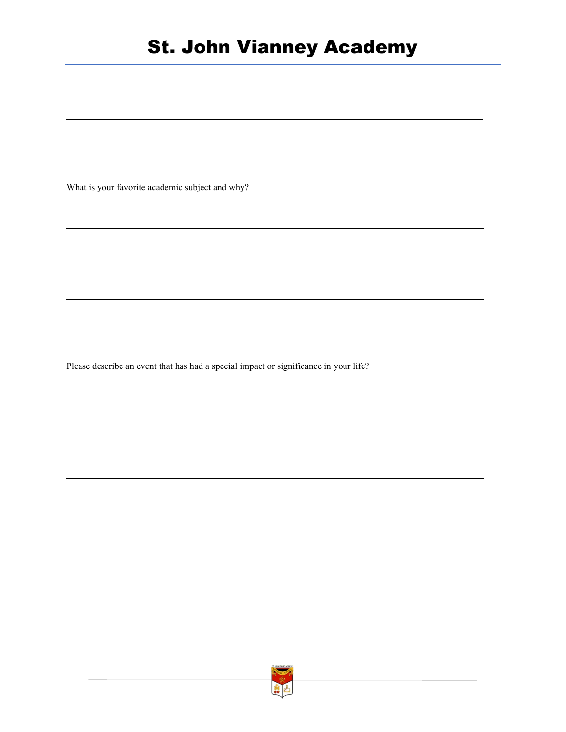# St. John Vianney Academy

What is your favorite academic subject and why?

Please describe an event that has had a special impact or significance in your life?